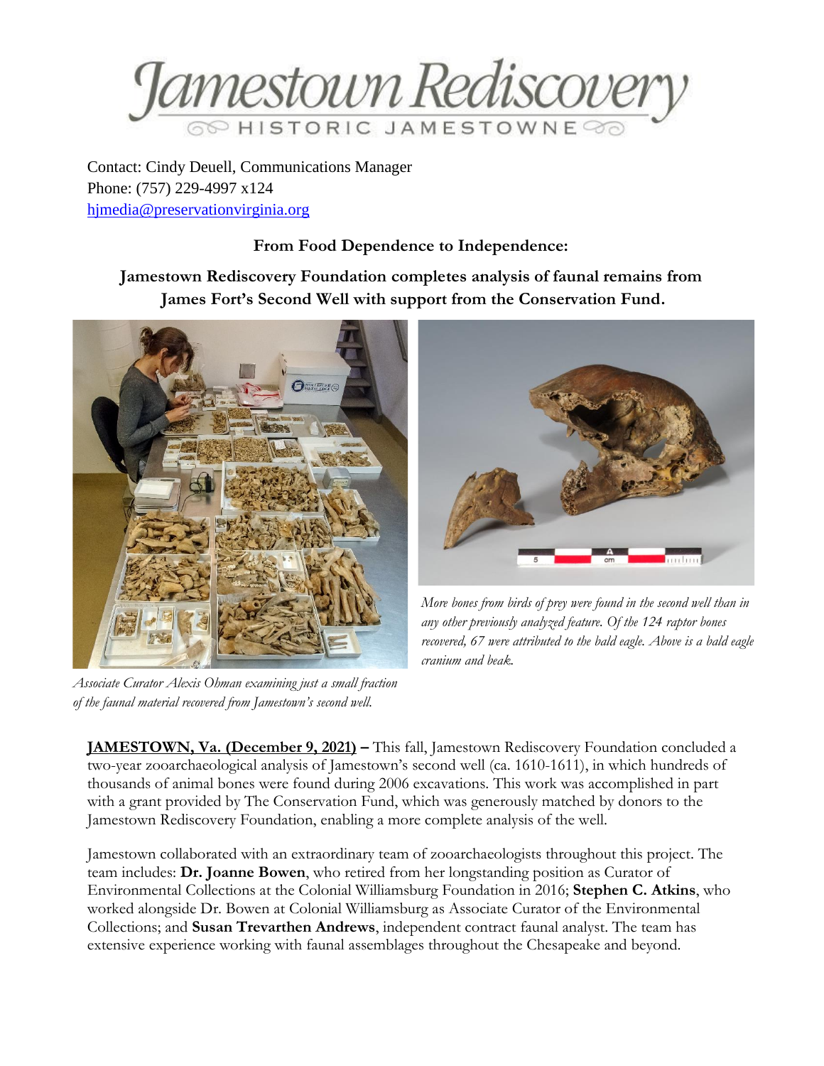Jamestown Rediscovery

HISTORIC JAMESTOWNE

Contact: Cindy Deuell, Communications Manager
Phone: (757) 229-4997 x124
hjmedia@preservationvirginia.org

**From Food Dependence to Independence:**

**Jamestown Rediscovery Foundation completes analysis of faunal remains from James Fort's Second Well with support from the Conservation Fund.**

*Associate Curator Alexis Ohman examining just a small fraction of the faunal material recovered from Jamestown's second well.*

*More bones from birds of prey were found in the second well than in any other previously analyzed feature. Of the 124 raptor bones recovered, 67 were attributed to the bald eagle. Above is a bald eagle cranium and beak.*

**JAMESTOWN, Va. (December 9, 2021) –** This fall, Jamestown Rediscovery Foundation concluded a two-year zooarchaeological analysis of Jamestown's second well (ca. 1610-1611), in which hundreds of thousands of animal bones were found during 2006 excavations. This work was accomplished in part with a grant provided by The Conservation Fund, which was generously matched by donors to the Jamestown Rediscovery Foundation, enabling a more complete analysis of the well.

Jamestown collaborated with an extraordinary team of zooarchaeologists throughout this project. The team includes: **Dr. Joanne Bowen**, who retired from her longstanding position as Curator of Environmental Collections at the Colonial Williamsburg Foundation in 2016; **Stephen C. Atkins**, who worked alongside Dr. Bowen at Colonial Williamsburg as Associate Curator of the Environmental Collections; and **Susan Trevarthen Andrews**, independent contract faunal analyst. The team has extensive experience working with faunal assemblages throughout the Chesapeake and beyond.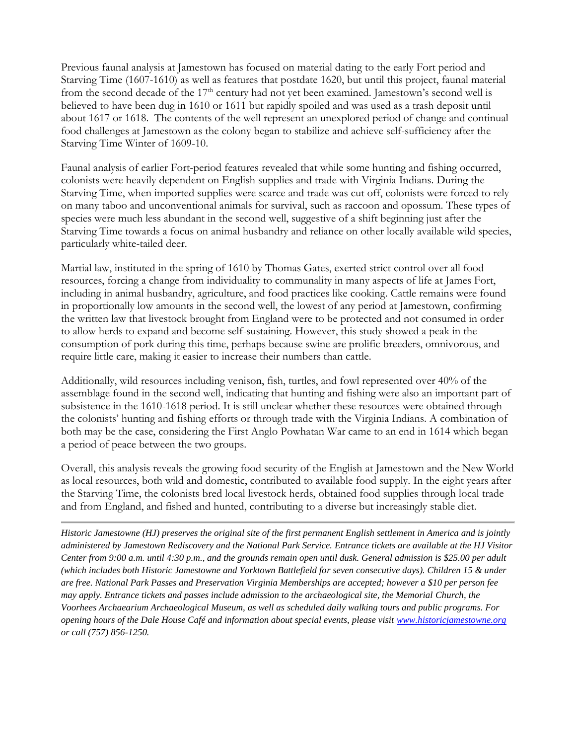Previous faunal analysis at Jamestown has focused on material dating to the early Fort period and Starving Time (1607-1610) as well as features that postdate 1620, but until this project, faunal material from the second decade of the 17th century had not yet been examined. Jamestown's second well is believed to have been dug in 1610 or 1611 but rapidly spoiled and was used as a trash deposit until about 1617 or 1618. The contents of the well represent an unexplored period of change and continual food challenges at Jamestown as the colony began to stabilize and achieve self-sufficiency after the Starving Time Winter of 1609-10.

Faunal analysis of earlier Fort-period features revealed that while some hunting and fishing occurred, colonists were heavily dependent on English supplies and trade with Virginia Indians. During the Starving Time, when imported supplies were scarce and trade was cut off, colonists were forced to rely on many taboo and unconventional animals for survival, such as raccoon and opossum. These types of species were much less abundant in the second well, suggestive of a shift beginning just after the Starving Time towards a focus on animal husbandry and reliance on other locally available wild species, particularly white-tailed deer.

Martial law, instituted in the spring of 1610 by Thomas Gates, exerted strict control over all food resources, forcing a change from individuality to communality in many aspects of life at James Fort, including in animal husbandry, agriculture, and food practices like cooking. Cattle remains were found in proportionally low amounts in the second well, the lowest of any period at Jamestown, confirming the written law that livestock brought from England were to be protected and not consumed in order to allow herds to expand and become self-sustaining. However, this study showed a peak in the consumption of pork during this time, perhaps because swine are prolific breeders, omnivorous, and require little care, making it easier to increase their numbers than cattle.

Additionally, wild resources including venison, fish, turtles, and fowl represented over 40% of the assemblage found in the second well, indicating that hunting and fishing were also an important part of subsistence in the 1610-1618 period. It is still unclear whether these resources were obtained through the colonists' hunting and fishing efforts or through trade with the Virginia Indians. A combination of both may be the case, considering the First Anglo Powhatan War came to an end in 1614 which began a period of peace between the two groups.

Overall, this analysis reveals the growing food security of the English at Jamestown and the New World as local resources, both wild and domestic, contributed to available food supply. In the eight years after the Starving Time, the colonists bred local livestock herds, obtained food supplies through local trade and from England, and fished and hunted, contributing to a diverse but increasingly stable diet.

---

***Historic Jamestowne (HJ) preserves the original site of the first permanent English settlement in America and is jointly administered by Jamestown Rediscovery and the National Park Service. Entrance tickets are available at the HJ Visitor Center from 9:00 a.m. until 4:30 p.m., and the grounds remain open until dusk. General admission is $25.00 per adult (which includes both Historic Jamestowne and Yorktown Battlefield for seven consecutive days). Children 15 & under are free. National Park Passes and Preservation Virginia Memberships are accepted; however a $10 per person fee may apply. Entrance tickets and passes include admission to the archaeological site, the Memorial Church, the Voorhees Archaearium Archaeological Museum, as well as scheduled daily walking tours and public programs. For opening hours of the Dale House Café and information about special events, please visit [www.historicjamestowne.org](http://www.historicjamestowne.org) or call (757) 856-1250.***